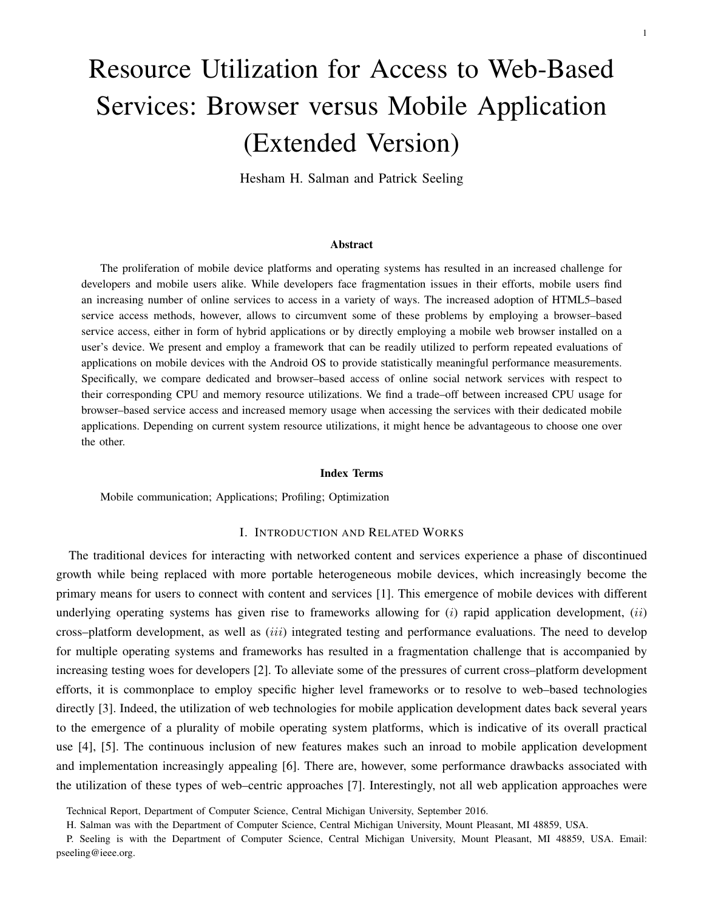# Resource Utilization for Access to Web-Based Services: Browser versus Mobile Application (Extended Version)

Hesham H. Salman and Patrick Seeling

### Abstract

The proliferation of mobile device platforms and operating systems has resulted in an increased challenge for developers and mobile users alike. While developers face fragmentation issues in their efforts, mobile users find an increasing number of online services to access in a variety of ways. The increased adoption of HTML5–based service access methods, however, allows to circumvent some of these problems by employing a browser–based service access, either in form of hybrid applications or by directly employing a mobile web browser installed on a user's device. We present and employ a framework that can be readily utilized to perform repeated evaluations of applications on mobile devices with the Android OS to provide statistically meaningful performance measurements. Specifically, we compare dedicated and browser–based access of online social network services with respect to their corresponding CPU and memory resource utilizations. We find a trade–off between increased CPU usage for browser–based service access and increased memory usage when accessing the services with their dedicated mobile applications. Depending on current system resource utilizations, it might hence be advantageous to choose one over the other.

### Index Terms

Mobile communication; Applications; Profiling; Optimization

## I. Introduction and Related Works

The traditional devices for interacting with networked content and services experience a phase of discontinued growth while being replaced with more portable heterogeneous mobile devices, which increasingly become the primary means for users to connect with content and services [1]. This emergence of mobile devices with different underlying operating systems has given rise to frameworks allowing for $(i)$ rapid application development, $(ii)$ cross–platform development, as well as $(iii)$ integrated testing and performance evaluations. The need to develop for multiple operating systems and frameworks has resulted in a fragmentation challenge that is accompanied by increasing testing woes for developers [2]. To alleviate some of the pressures of current cross–platform development efforts, it is commonplace to employ specific higher level frameworks or to resolve to web–based technologies directly [3]. Indeed, the utilization of web technologies for mobile application development dates back several years to the emergence of a plurality of mobile operating system platforms, which is indicative of its overall practical use [4], [5]. The continuous inclusion of new features makes such an inroad to mobile application development and implementation increasingly appealing [6]. There are, however, some performance drawbacks associated with the utilization of these types of web–centric approaches [7]. Interestingly, not all web application approaches were

Technical Report, Department of Computer Science, Central Michigan University, September 2016.

H. Salman was with the Department of Computer Science, Central Michigan University, Mount Pleasant, MI 48859, USA.

P. Seeling is with the Department of Computer Science, Central Michigan University, Mount Pleasant, MI 48859, USA. Email: pseeling@ieee.org.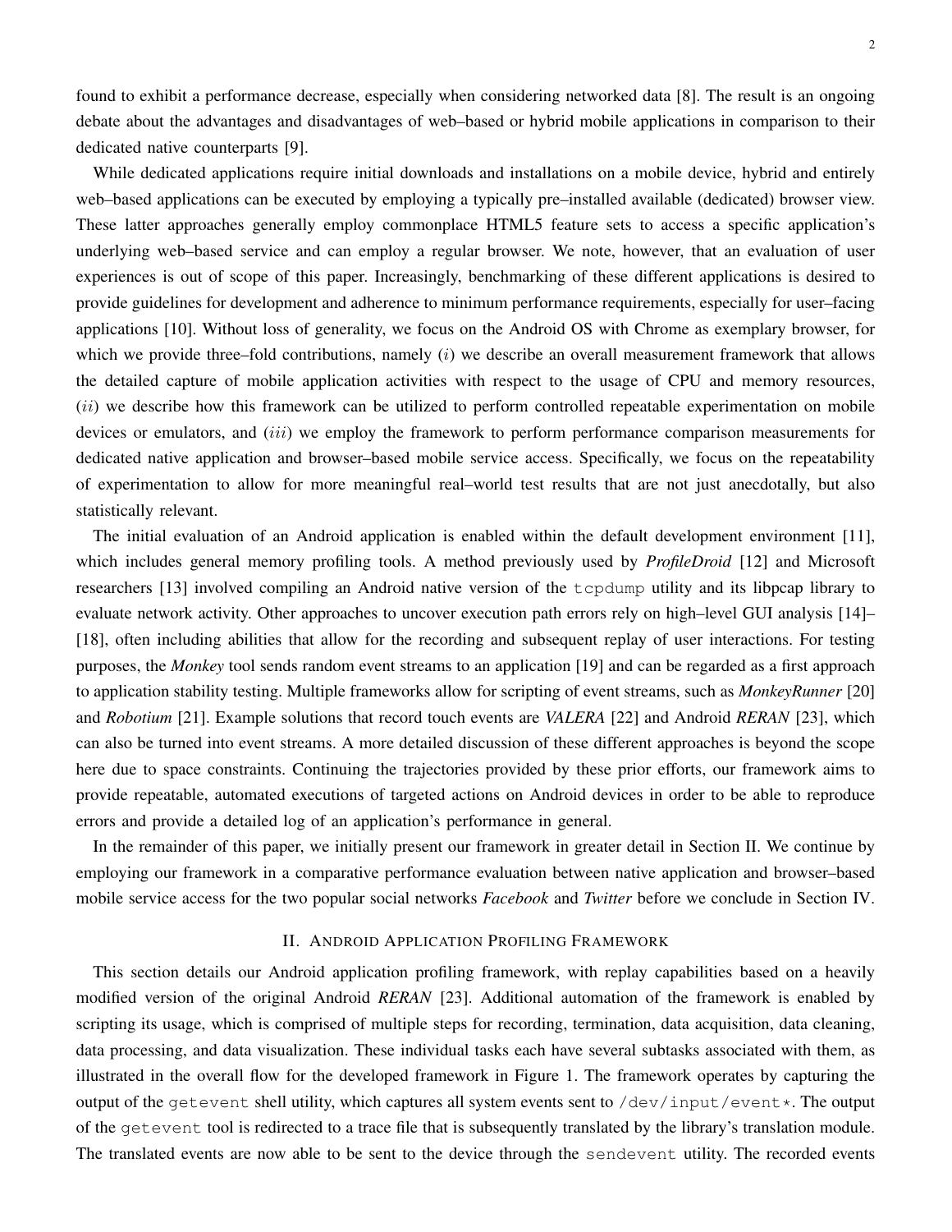found to exhibit a performance decrease, especially when considering networked data [8]. The result is an ongoing debate about the advantages and disadvantages of web–based or hybrid mobile applications in comparison to their dedicated native counterparts [9].

While dedicated applications require initial downloads and installations on a mobile device, hybrid and entirely web–based applications can be executed by employing a typically pre–installed available (dedicated) browser view. These latter approaches generally employ commonplace HTML5 feature sets to access a specific application's underlying web–based service and can employ a regular browser. We note, however, that an evaluation of user experiences is out of scope of this paper. Increasingly, benchmarking of these different applications is desired to provide guidelines for development and adherence to minimum performance requirements, especially for user–facing applications [10]. Without loss of generality, we focus on the Android OS with Chrome as exemplary browser, for which we provide three–fold contributions, namely ($i$) we describe an overall measurement framework that allows the detailed capture of mobile application activities with respect to the usage of CPU and memory resources, ($ii$) we describe how this framework can be utilized to perform controlled repeatable experimentation on mobile devices or emulators, and ($iii$) we employ the framework to perform performance comparison measurements for dedicated native application and browser–based mobile service access. Specifically, we focus on the repeatability of experimentation to allow for more meaningful real–world test results that are not just anecdotally, but also statistically relevant.

The initial evaluation of an Android application is enabled within the default development environment [11], which includes general memory profiling tools. A method previously used by ***ProfileDroid*** [12] and Microsoft researchers [13] involved compiling an Android native version of the `tcpdump` utility and its libpcap library to evaluate network activity. Other approaches to uncover execution path errors rely on high–level GUI analysis [14]–[18], often including abilities that allow for the recording and subsequent replay of user interactions. For testing purposes, the ***Monkey*** tool sends random event streams to an application [19] and can be regarded as a first approach to application stability testing. Multiple frameworks allow for scripting of event streams, such as ***MonkeyRunner*** [20] and ***Robotium*** [21]. Example solutions that record touch events are ***VALERA*** [22] and Android ***RERAN*** [23], which can also be turned into event streams. A more detailed discussion of these different approaches is beyond the scope here due to space constraints. Continuing the trajectories provided by these prior efforts, our framework aims to provide repeatable, automated executions of targeted actions on Android devices in order to be able to reproduce errors and provide a detailed log of an application's performance in general.

In the remainder of this paper, we initially present our framework in greater detail in Section II. We continue by employing our framework in a comparative performance evaluation between native application and browser–based mobile service access for the two popular social networks ***Facebook*** and ***Twitter*** before we conclude in Section IV.

## II. Android Application Profiling Framework

This section details our Android application profiling framework, with replay capabilities based on a heavily modified version of the original Android ***RERAN*** [23]. Additional automation of the framework is enabled by scripting its usage, which is comprised of multiple steps for recording, termination, data acquisition, data cleaning, data processing, and data visualization. These individual tasks each have several subtasks associated with them, as illustrated in the overall flow for the developed framework in Figure 1. The framework operates by capturing the output of the `getevent` shell utility, which captures all system events sent to `/dev/input/event*`. The output of the `getevent` tool is redirected to a trace file that is subsequently translated by the library's translation module. The translated events are now able to be sent to the device through the `sendevent` utility. The recorded events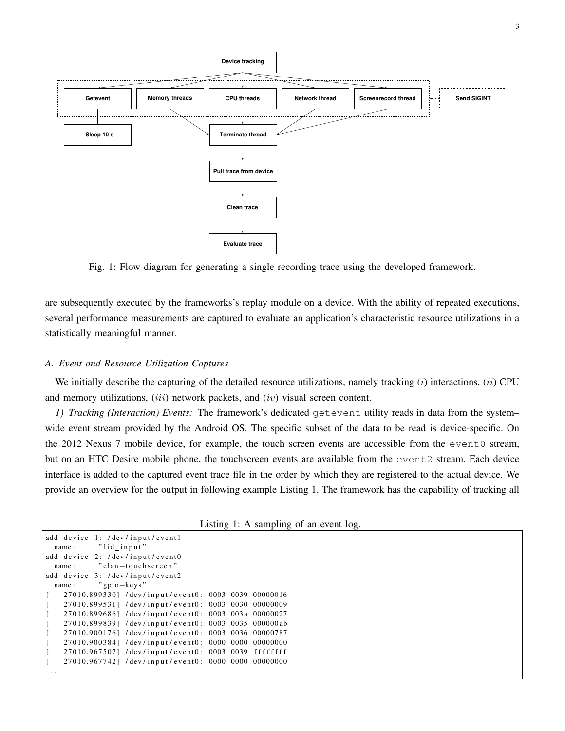Device tracking

Getevent

Memory threads

CPU threads

Network thread

Screenrecord thread

Send SIGINT

Sleep 10 s

Terminate thread

Pull trace from device

Clean trace

Evaluate trace

Fig. 1: Flow diagram for generating a single recording trace using the developed framework.

are subsequently executed by the frameworks's replay module on a device. With the ability of repeated executions, several performance measurements are captured to evaluate an application's characteristic resource utilizations in a statistically meaningful manner.

### A. Event and Resource Utilization Captures

We initially describe the capturing of the detailed resource utilizations, namely tracking ($i$) interactions, ($ii$) CPU and memory utilizations, ($iii$) network packets, and ($iv$) visual screen content.

*1) Tracking (Interaction) Events:* The framework's dedicated `getevent` utility reads in data from the system–wide event stream provided by the Android OS. The specific subset of the data to be read is device-specific. On the 2012 Nexus 7 mobile device, for example, the touch screen events are accessible from the `event0` stream, but on an HTC Desire mobile phone, the touchscreen events are available from the `event2` stream. Each device interface is added to the captured event trace file in the order by which they are registered to the actual device. We provide an overview for the output in following example Listing 1. The framework has the capability of tracking all

Listing 1: A sampling of an event log.

```
add device 1: /dev/input/event1
  name:     "lid_input"
add device 2: /dev/input/event0
  name:     "elan-touchscreen"
add device 3: /dev/input/event2
  name:     "gpio-keys"
[   27010.899330] /dev/input/event0: 0003 0039 000000f6
[   27010.899531] /dev/input/event0: 0003 0030 00000009
[   27010.899686] /dev/input/event0: 0003 003a 00000027
[   27010.899839] /dev/input/event0: 0003 0035 000000ab
[   27010.900176] /dev/input/event0: 0003 0036 00000787
[   27010.900384] /dev/input/event0: 0000 0000 00000000
[   27010.967507] /dev/input/event0: 0003 0039 ffffffff
[   27010.967742] /dev/input/event0: 0000 0000 00000000
...
```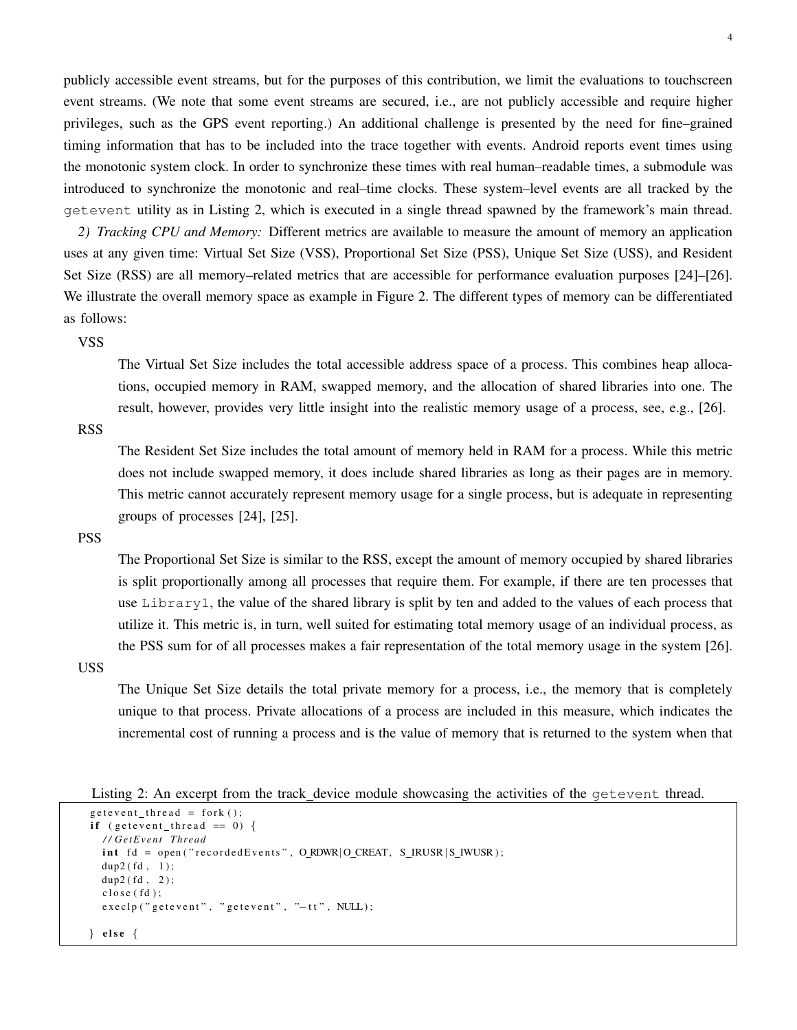publicly accessible event streams, but for the purposes of this contribution, we limit the evaluations to touchscreen event streams. (We note that some event streams are secured, i.e., are not publicly accessible and require higher privileges, such as the GPS event reporting.) An additional challenge is presented by the need for fine–grained timing information that has to be included into the trace together with events. Android reports event times using the monotonic system clock. In order to synchronize these times with real human–readable times, a submodule was introduced to synchronize the monotonic and real–time clocks. These system–level events are all tracked by the `getevent` utility as in Listing 2, which is executed in a single thread spawned by the framework's main thread.

*2) Tracking CPU and Memory:* Different metrics are available to measure the amount of memory an application uses at any given time: Virtual Set Size (VSS), Proportional Set Size (PSS), Unique Set Size (USS), and Resident Set Size (RSS) are all memory–related metrics that are accessible for performance evaluation purposes [24]–[26]. We illustrate the overall memory space as example in Figure 2. The different types of memory can be differentiated as follows:

VSS
: The Virtual Set Size includes the total accessible address space of a process. This combines heap allocations, occupied memory in RAM, swapped memory, and the allocation of shared libraries into one. The result, however, provides very little insight into the realistic memory usage of a process, see, e.g., [26].

RSS
: The Resident Set Size includes the total amount of memory held in RAM for a process. While this metric does not include swapped memory, it does include shared libraries as long as their pages are in memory. This metric cannot accurately represent memory usage for a single process, but is adequate in representing groups of processes [24], [25].

PSS
: The Proportional Set Size is similar to the RSS, except the amount of memory occupied by shared libraries is split proportionally among all processes that require them. For example, if there are ten processes that use `Library1`, the value of the shared library is split by ten and added to the values of each process that utilize it. This metric is, in turn, well suited for estimating total memory usage of an individual process, as the PSS sum for of all processes makes a fair representation of the total memory usage in the system [26].

USS
: The Unique Set Size details the total private memory for a process, i.e., the memory that is completely unique to that process. Private allocations of a process are included in this measure, which indicates the incremental cost of running a process and is the value of memory that is returned to the system when that

Listing 2: An excerpt from the track_device module showcasing the activities of the `getevent` thread.

```
getevent_thread = fork();
if (getevent_thread == 0) {
  //GetEvent Thread
  int fd = open("recordedEvents", O_RDWR|O_CREAT, S_IRUSR|S_IWUSR);
  dup2(fd, 1);
  dup2(fd, 2);
  close(fd);
  execlp("getevent", "getevent", "-tt", NULL);

} else {
```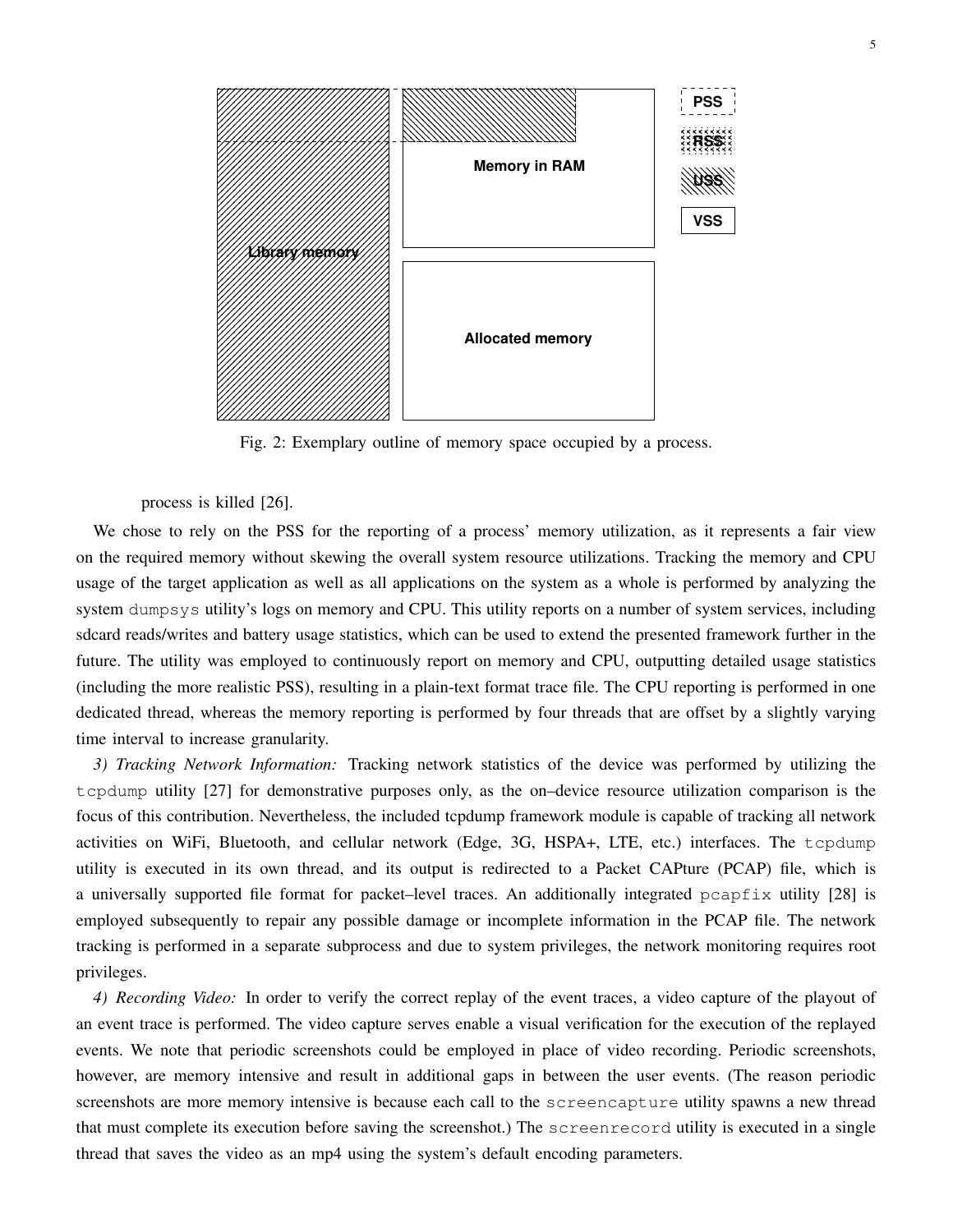Library memory

Memory in RAM

Allocated memory

PSS

RSS

USS

VSS

Fig. 2: Exemplary outline of memory space occupied by a process.

process is killed [26].

We chose to rely on the PSS for the reporting of a process' memory utilization, as it represents a fair view on the required memory without skewing the overall system resource utilizations. Tracking the memory and CPU usage of the target application as well as all applications on the system as a whole is performed by analyzing the system `dumpsys` utility's logs on memory and CPU. This utility reports on a number of system services, including sdcard reads/writes and battery usage statistics, which can be used to extend the presented framework further in the future. The utility was employed to continuously report on memory and CPU, outputting detailed usage statistics (including the more realistic PSS), resulting in a plain-text format trace file. The CPU reporting is performed in one dedicated thread, whereas the memory reporting is performed by four threads that are offset by a slightly varying time interval to increase granularity.

*3) Tracking Network Information:* Tracking network statistics of the device was performed by utilizing the `tcpdump` utility [27] for demonstrative purposes only, as the on–device resource utilization comparison is the focus of this contribution. Nevertheless, the included tcpdump framework module is capable of tracking all network activities on WiFi, Bluetooth, and cellular network (Edge, 3G, HSPA+, LTE, etc.) interfaces. The `tcpdump` utility is executed in its own thread, and its output is redirected to a Packet CAPture (PCAP) file, which is a universally supported file format for packet–level traces. An additionally integrated `pcapfix` utility [28] is employed subsequently to repair any possible damage or incomplete information in the PCAP file. The network tracking is performed in a separate subprocess and due to system privileges, the network monitoring requires root privileges.

*4) Recording Video:* In order to verify the correct replay of the event traces, a video capture of the playout of an event trace is performed. The video capture serves enable a visual verification for the execution of the replayed events. We note that periodic screenshots could be employed in place of video recording. Periodic screenshots, however, are memory intensive and result in additional gaps in between the user events. (The reason periodic screenshots are more memory intensive is because each call to the `screencapture` utility spawns a new thread that must complete its execution before saving the screenshot.) The `screenrecord` utility is executed in a single thread that saves the video as an mp4 using the system's default encoding parameters.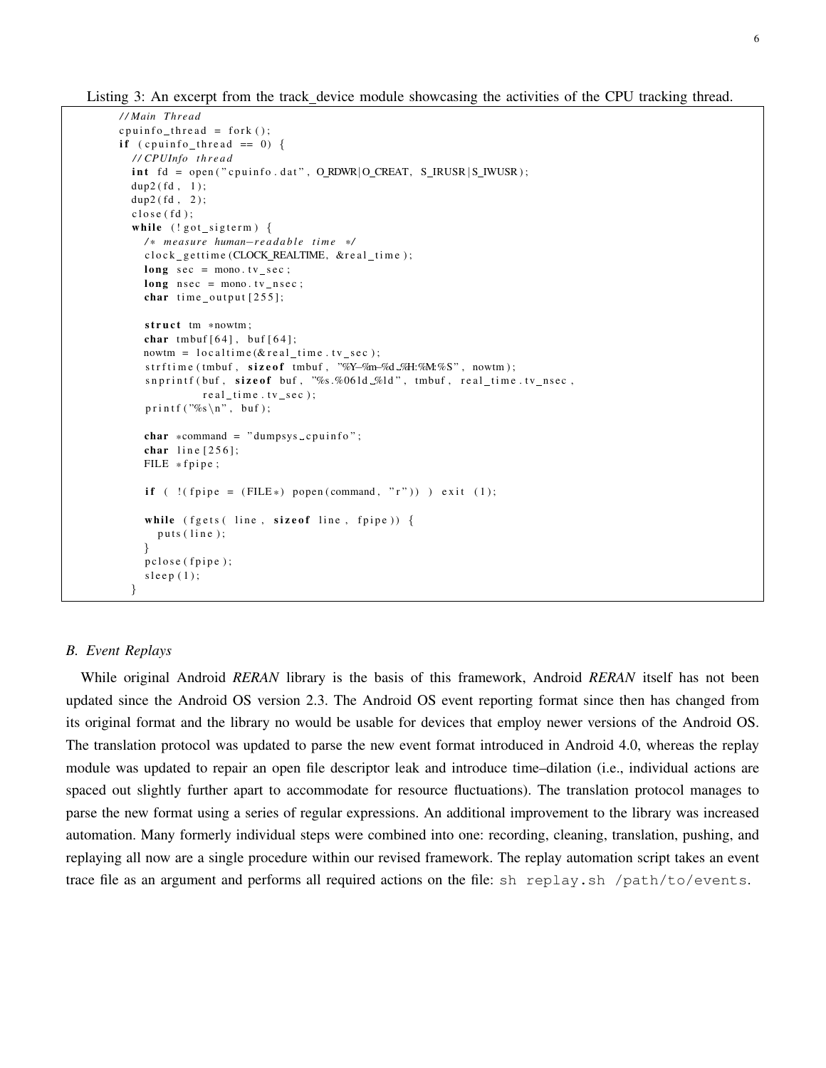Listing 3: An excerpt from the track_device module showcasing the activities of the CPU tracking thread.

```
//Main Thread
cpuinfo_thread = fork();
if (cpuinfo_thread == 0) {
  //CPUInfo thread
  int fd = open("cpuinfo.dat", O_RDWR|O_CREAT, S_IRUSR|S_IWUSR);
  dup2(fd, 1);
  dup2(fd, 2);
  close(fd);
  while (!got_sigterm) {
    /* measure human-readable time */
    clock_gettime(CLOCK_REALTIME, &real_time);
    long sec = mono.tv_sec;
    long nsec = mono.tv_nsec;
    char time_output[255];

    struct tm *nowtm;
    char tmbuf[64], buf[64];
    nowtm = localtime(&real_time.tv_sec);
    strftime(tmbuf, sizeof tmbuf, "%Y-%m-%d_%H:%M:%S", nowtm);
    snprintf(buf, sizeof buf, "%s.%061d_%ld", tmbuf, real_time.tv_nsec,
             real_time.tv_sec);
    printf("%s\n", buf);

    char *command = "dumpsys_cpuinfo";
    char line[256];
    FILE *fpipe;

    if ( !(fpipe = (FILE*) popen(command, "r")) ) exit (1);

    while (fgets( line, sizeof line, fpipe)) {
      puts(line);
    }
    pclose(fpipe);
    sleep(1);
  }
```

### B. Event Replays

While original Android *RERAN* library is the basis of this framework, Android *RERAN* itself has not been updated since the Android OS version 2.3. The Android OS event reporting format since then has changed from its original format and the library no would be usable for devices that employ newer versions of the Android OS. The translation protocol was updated to parse the new event format introduced in Android 4.0, whereas the replay module was updated to repair an open file descriptor leak and introduce time–dilation (i.e., individual actions are spaced out slightly further apart to accommodate for resource fluctuations). The translation protocol manages to parse the new format using a series of regular expressions. An additional improvement to the library was increased automation. Many formerly individual steps were combined into one: recording, cleaning, translation, pushing, and replaying all now are a single procedure within our revised framework. The replay automation script takes an event trace file as an argument and performs all required actions on the file: `sh replay.sh /path/to/events`.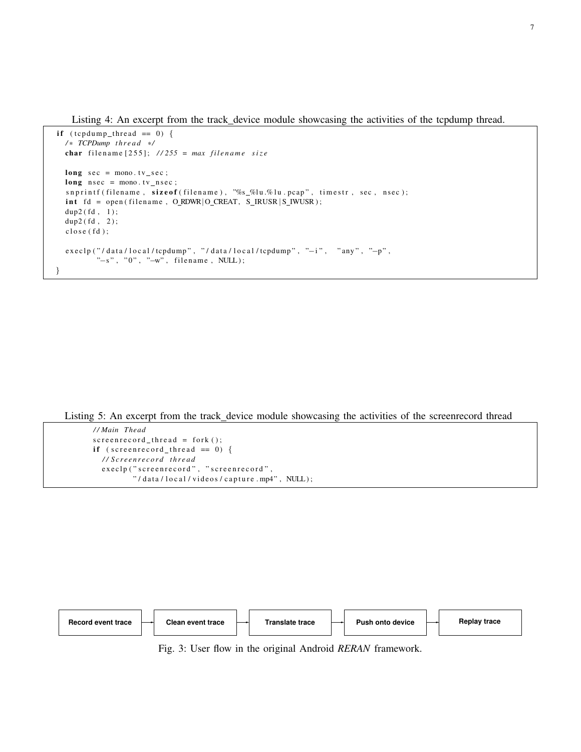Listing 4: An excerpt from the track_device module showcasing the activities of the tcpdump thread.

```
if (tcpdump_thread == 0) {
  /* TCPDump thread */
  char filename[255]; //255 = max filename size

  long sec = mono.tv_sec;
  long nsec = mono.tv_nsec;
  snprintf(filename, sizeof(filename), "%s_%lu.%lu.pcap", timestr, sec, nsec);
  int fd = open(filename, O_RDWR|O_CREAT, S_IRUSR|S_IWUSR);
  dup2(fd, 1);
  dup2(fd, 2);
  close(fd);

  execlp("/data/local/tcpdump", "/data/local/tcpdump", "-i", "any", "-p",
         "-s", "0", "-w", filename, NULL);
}
```

Listing 5: An excerpt from the track_device module showcasing the activities of the screenrecord thread

```
        //Main Thead
        screenrecord_thread = fork();
        if (screenrecord_thread == 0) {
          //Screenrecord thread
          execlp("screenrecord", "screenrecord",
                 "/data/local/videos/capture.mp4", NULL);
```

Record event trace → Clean event trace → Translate trace → Push onto device → Replay trace

Fig. 3: User flow in the original Android *RERAN* framework.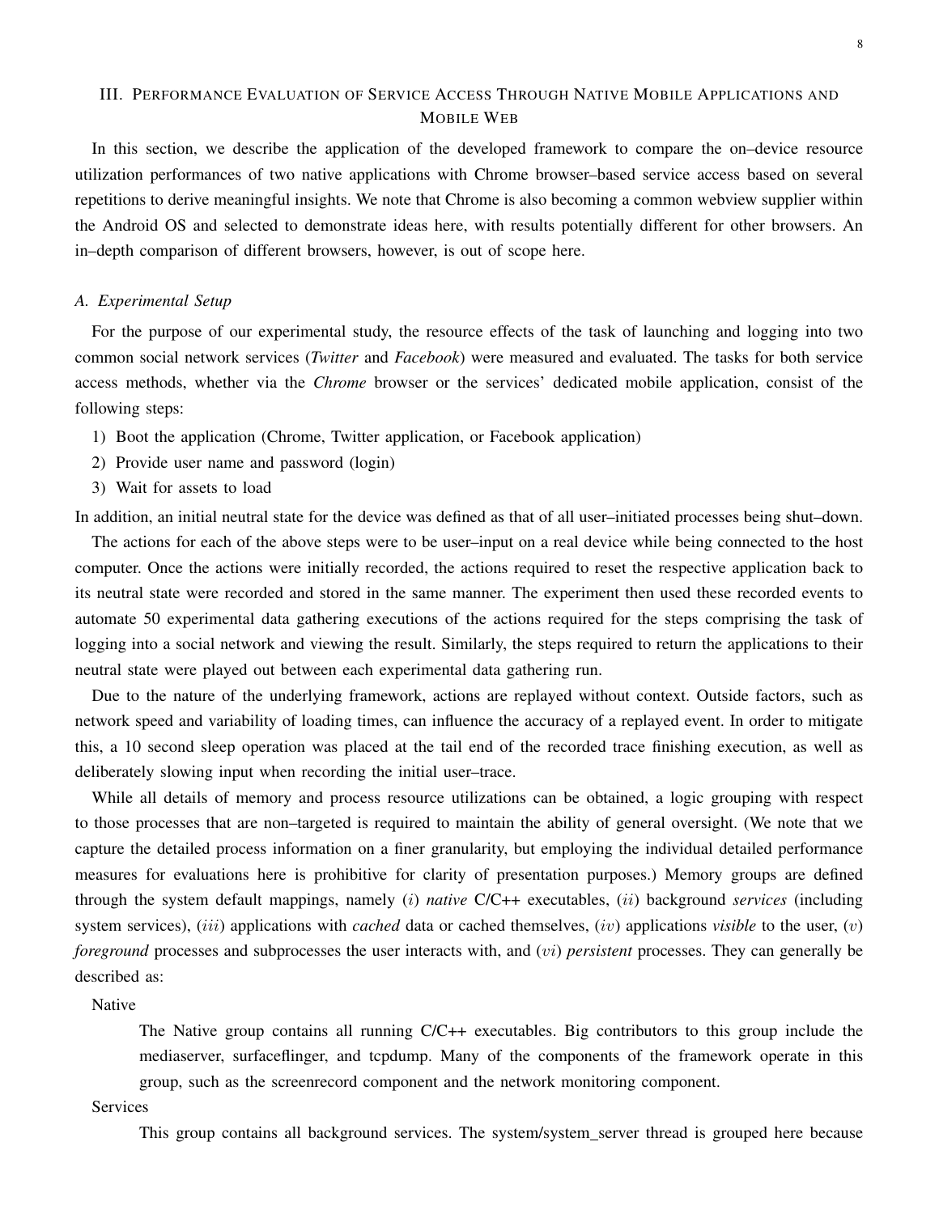## III. Performance Evaluation of Service Access Through Native Mobile Applications and Mobile Web

In this section, we describe the application of the developed framework to compare the on–device resource utilization performances of two native applications with Chrome browser–based service access based on several repetitions to derive meaningful insights. We note that Chrome is also becoming a common webview supplier within the Android OS and selected to demonstrate ideas here, with results potentially different for other browsers. An in–depth comparison of different browsers, however, is out of scope here.

### A. Experimental Setup

For the purpose of our experimental study, the resource effects of the task of launching and logging into two common social network services (*Twitter* and *Facebook*) were measured and evaluated. The tasks for both service access methods, whether via the *Chrome* browser or the services' dedicated mobile application, consist of the following steps:

1) Boot the application (Chrome, Twitter application, or Facebook application)
2) Provide user name and password (login)
3) Wait for assets to load

In addition, an initial neutral state for the device was defined as that of all user–initiated processes being shut–down.

The actions for each of the above steps were to be user–input on a real device while being connected to the host computer. Once the actions were initially recorded, the actions required to reset the respective application back to its neutral state were recorded and stored in the same manner. The experiment then used these recorded events to automate 50 experimental data gathering executions of the actions required for the steps comprising the task of logging into a social network and viewing the result. Similarly, the steps required to return the applications to their neutral state were played out between each experimental data gathering run.

Due to the nature of the underlying framework, actions are replayed without context. Outside factors, such as network speed and variability of loading times, can influence the accuracy of a replayed event. In order to mitigate this, a 10 second sleep operation was placed at the tail end of the recorded trace finishing execution, as well as deliberately slowing input when recording the initial user–trace.

While all details of memory and process resource utilizations can be obtained, a logic grouping with respect to those processes that are non–targeted is required to maintain the ability of general oversight. (We note that we capture the detailed process information on a finer granularity, but employing the individual detailed performance measures for evaluations here is prohibitive for clarity of presentation purposes.) Memory groups are defined through the system default mappings, namely $(i)$ *native* C/C++ executables, $(ii)$ background *services* (including system services), $(iii)$ applications with *cached* data or cached themselves, $(iv)$ applications *visible* to the user, $(v)$ *foreground* processes and subprocesses the user interacts with, and $(vi)$ *persistent* processes. They can generally be described as:

Native

The Native group contains all running C/C++ executables. Big contributors to this group include the mediaserver, surfaceflinger, and tcpdump. Many of the components of the framework operate in this group, such as the screenrecord component and the network monitoring component.

Services

This group contains all background services. The system/system_server thread is grouped here because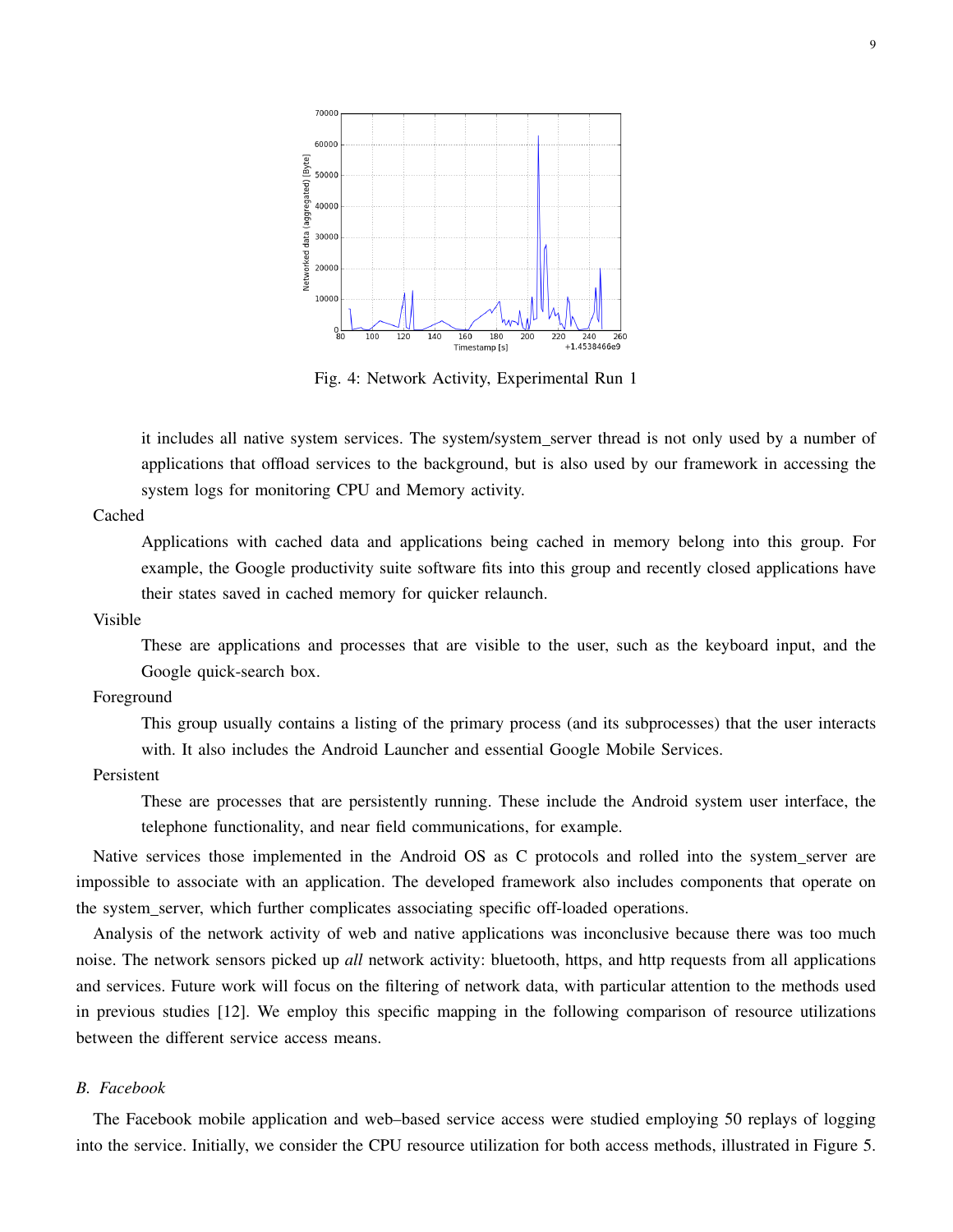70000
60000
50000
40000
30000
20000
10000
0

Networked data (aggregated) [Byte]

80 100 120 140 160 180 200 220 240 260

Timestamp [s]

+1.4538466e9

Fig. 4: Network Activity, Experimental Run 1

it includes all native system services. The system/system_server thread is not only used by a number of applications that offload services to the background, but is also used by our framework in accessing the system logs for monitoring CPU and Memory activity.

Cached

Applications with cached data and applications being cached in memory belong into this group. For example, the Google productivity suite software fits into this group and recently closed applications have their states saved in cached memory for quicker relaunch.

Visible

These are applications and processes that are visible to the user, such as the keyboard input, and the Google quick-search box.

Foreground

This group usually contains a listing of the primary process (and its subprocesses) that the user interacts with. It also includes the Android Launcher and essential Google Mobile Services.

Persistent

These are processes that are persistently running. These include the Android system user interface, the telephone functionality, and near field communications, for example.

Native services those implemented in the Android OS as C protocols and rolled into the system_server are impossible to associate with an application. The developed framework also includes components that operate on the system_server, which further complicates associating specific off-loaded operations.

Analysis of the network activity of web and native applications was inconclusive because there was too much noise. The network sensors picked up *all* network activity: bluetooth, https, and http requests from all applications and services. Future work will focus on the filtering of network data, with particular attention to the methods used in previous studies [12]. We employ this specific mapping in the following comparison of resource utilizations between the different service access means.

### *B. Facebook*

The Facebook mobile application and web–based service access were studied employing 50 replays of logging into the service. Initially, we consider the CPU resource utilization for both access methods, illustrated in Figure 5.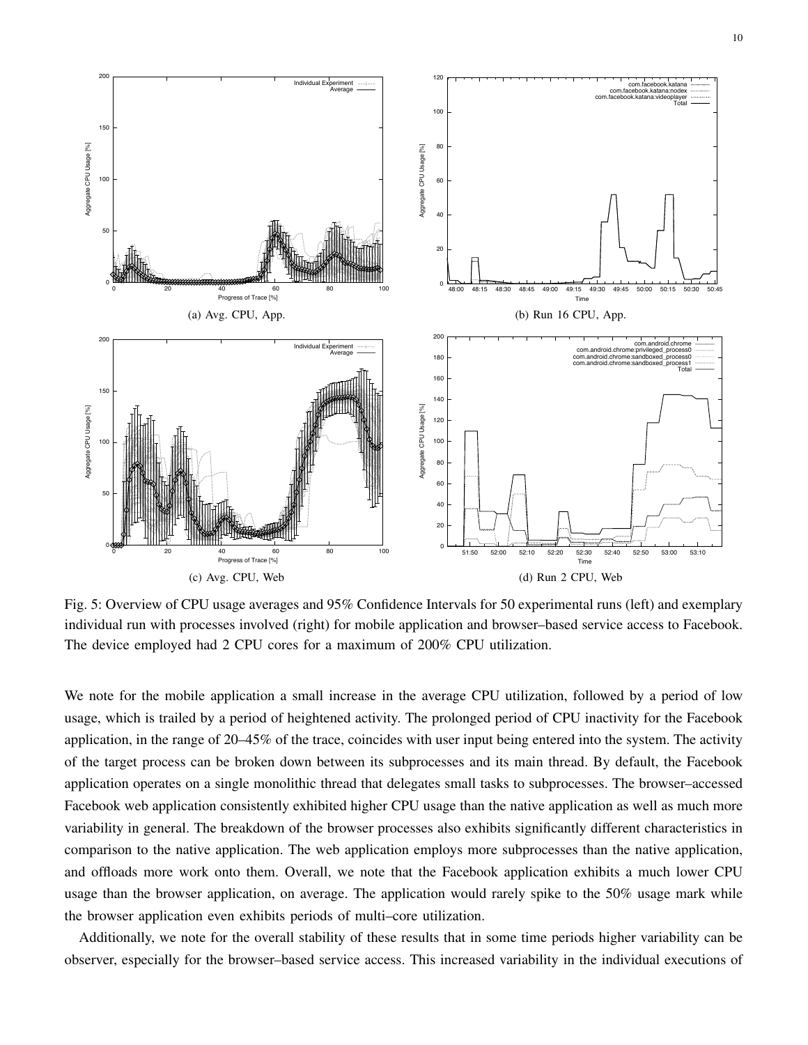Aggregate CPU Usage [%]
200
150
100
50
0
0 20 40 60 80 100
Progress of Trace [%]
Individual Experiment
Average

(a) Avg. CPU, App.

Aggregate CPU Usage [%]
120
100
80
60
40
20
0
48:00 48:15 48:30 48:45 49:00 49:15 49:30 49:45 50:00 50:15 50:30 50:45
Time
com.facebook.katana
com.facebook.katana:nodex
com.facebook.katana:videoplayer
Total

(b) Run 16 CPU, App.

Aggregate CPU Usage [%]
200
150
100
50
0
0 20 40 60 80 100
Progress of Trace [%]
Individual Experiment
Average

(c) Avg. CPU, Web

Aggregate CPU Usage [%]
200
180
160
140
120
100
80
60
40
20
0
51:50 52:00 52:10 52:20 52:30 52:40 52:50 53:00 53:10
Time
com.android.chrome
com.android.chrome:privileged_process0
com.android.chrome:sandboxed_process0
com.android.chrome:sandboxed_process1
Total

(d) Run 2 CPU, Web

Fig. 5: Overview of CPU usage averages and 95% Confidence Intervals for 50 experimental runs (left) and exemplary individual run with processes involved (right) for mobile application and browser–based service access to Facebook. The device employed had 2 CPU cores for a maximum of 200% CPU utilization.

We note for the mobile application a small increase in the average CPU utilization, followed by a period of low usage, which is trailed by a period of heightened activity. The prolonged period of CPU inactivity for the Facebook application, in the range of 20–45% of the trace, coincides with user input being entered into the system. The activity of the target process can be broken down between its subprocesses and its main thread. By default, the Facebook application operates on a single monolithic thread that delegates small tasks to subprocesses. The browser–accessed Facebook web application consistently exhibited higher CPU usage than the native application as well as much more variability in general. The breakdown of the browser processes also exhibits significantly different characteristics in comparison to the native application. The web application employs more subprocesses than the native application, and offloads more work onto them. Overall, we note that the Facebook application exhibits a much lower CPU usage than the browser application, on average. The application would rarely spike to the 50% usage mark while the browser application even exhibits periods of multi–core utilization.

Additionally, we note for the overall stability of these results that in some time periods higher variability can be observer, especially for the browser–based service access. This increased variability in the individual executions of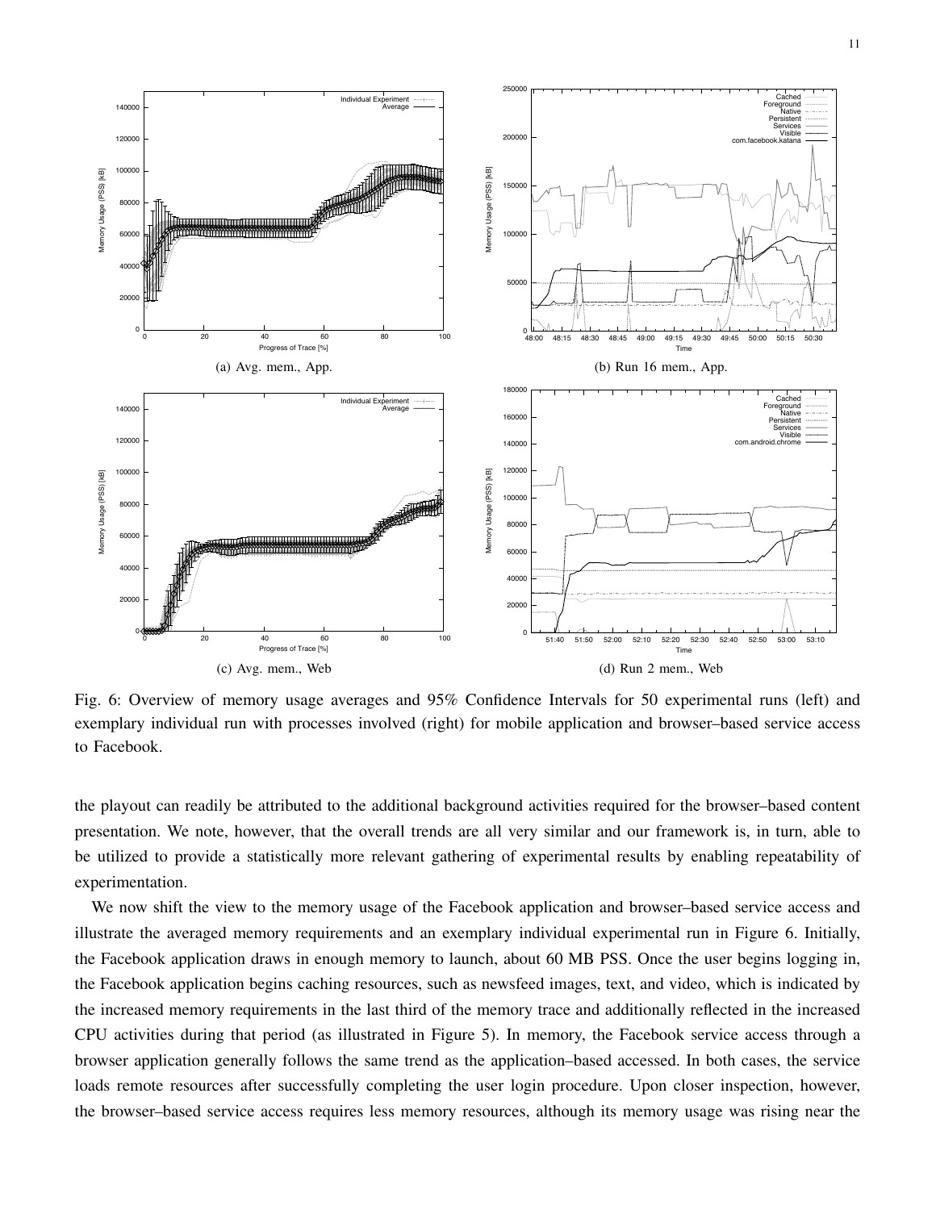(a) Avg. mem., App.

(b) Run 16 mem., App.

(c) Avg. mem., Web

(d) Run 2 mem., Web

Fig. 6: Overview of memory usage averages and 95% Confidence Intervals for 50 experimental runs (left) and exemplary individual run with processes involved (right) for mobile application and browser–based service access to Facebook.

the playout can readily be attributed to the additional background activities required for the browser–based content presentation. We note, however, that the overall trends are all very similar and our framework is, in turn, able to be utilized to provide a statistically more relevant gathering of experimental results by enabling repeatability of experimentation.

We now shift the view to the memory usage of the Facebook application and browser–based service access and illustrate the averaged memory requirements and an exemplary individual experimental run in Figure 6. Initially, the Facebook application draws in enough memory to launch, about 60 MB PSS. Once the user begins logging in, the Facebook application begins caching resources, such as newsfeed images, text, and video, which is indicated by the increased memory requirements in the last third of the memory trace and additionally reflected in the increased CPU activities during that period (as illustrated in Figure 5). In memory, the Facebook service access through a browser application generally follows the same trend as the application–based accessed. In both cases, the service loads remote resources after successfully completing the user login procedure. Upon closer inspection, however, the browser–based service access requires less memory resources, although its memory usage was rising near the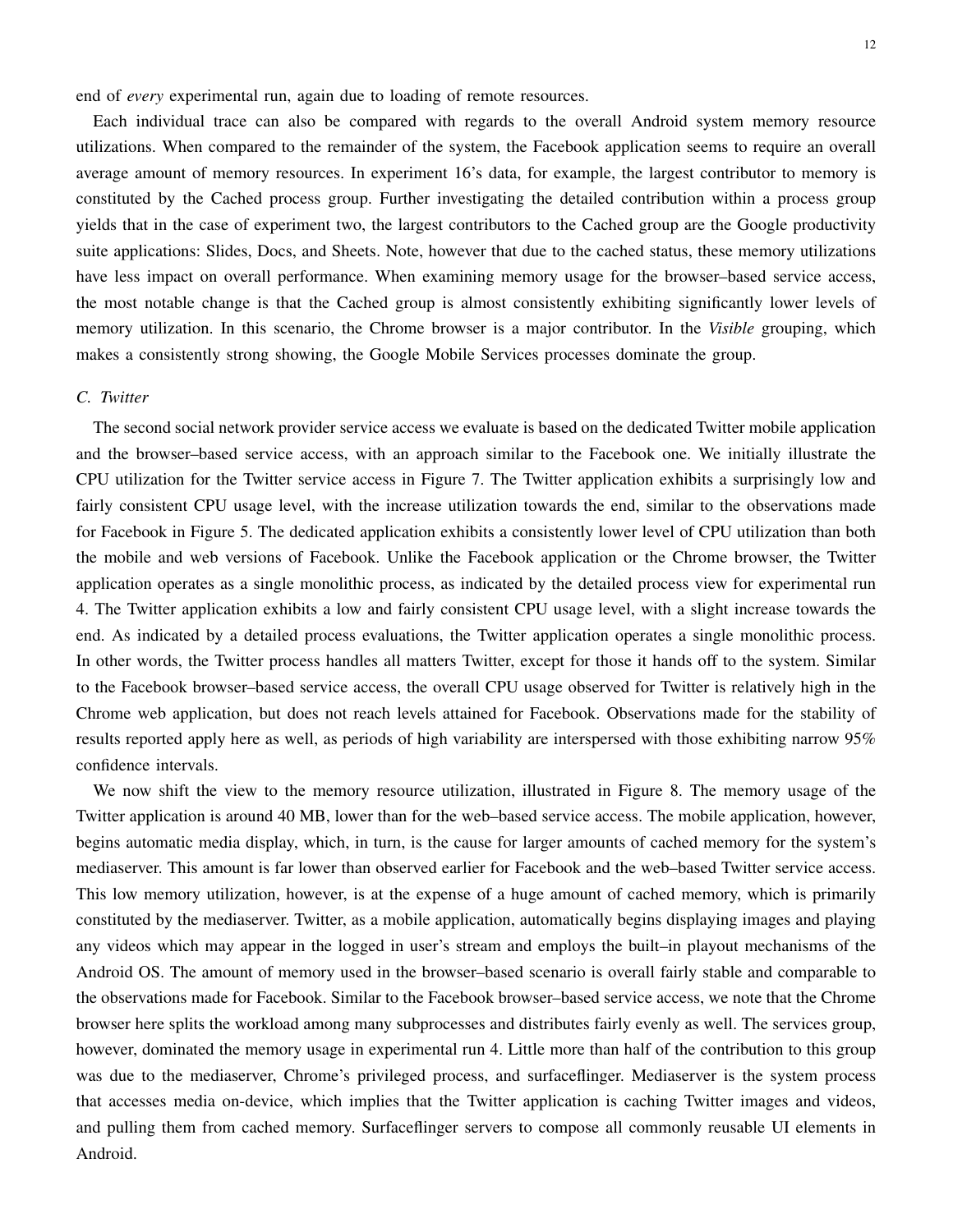end of *every* experimental run, again due to loading of remote resources.

Each individual trace can also be compared with regards to the overall Android system memory resource utilizations. When compared to the remainder of the system, the Facebook application seems to require an overall average amount of memory resources. In experiment 16's data, for example, the largest contributor to memory is constituted by the Cached process group. Further investigating the detailed contribution within a process group yields that in the case of experiment two, the largest contributors to the Cached group are the Google productivity suite applications: Slides, Docs, and Sheets. Note, however that due to the cached status, these memory utilizations have less impact on overall performance. When examining memory usage for the browser–based service access, the most notable change is that the Cached group is almost consistently exhibiting significantly lower levels of memory utilization. In this scenario, the Chrome browser is a major contributor. In the *Visible* grouping, which makes a consistently strong showing, the Google Mobile Services processes dominate the group.

### *C. Twitter*

The second social network provider service access we evaluate is based on the dedicated Twitter mobile application and the browser–based service access, with an approach similar to the Facebook one. We initially illustrate the CPU utilization for the Twitter service access in Figure 7. The Twitter application exhibits a surprisingly low and fairly consistent CPU usage level, with the increase utilization towards the end, similar to the observations made for Facebook in Figure 5. The dedicated application exhibits a consistently lower level of CPU utilization than both the mobile and web versions of Facebook. Unlike the Facebook application or the Chrome browser, the Twitter application operates as a single monolithic process, as indicated by the detailed process view for experimental run 4. The Twitter application exhibits a low and fairly consistent CPU usage level, with a slight increase towards the end. As indicated by a detailed process evaluations, the Twitter application operates a single monolithic process. In other words, the Twitter process handles all matters Twitter, except for those it hands off to the system. Similar to the Facebook browser–based service access, the overall CPU usage observed for Twitter is relatively high in the Chrome web application, but does not reach levels attained for Facebook. Observations made for the stability of results reported apply here as well, as periods of high variability are interspersed with those exhibiting narrow 95% confidence intervals.

We now shift the view to the memory resource utilization, illustrated in Figure 8. The memory usage of the Twitter application is around 40 MB, lower than for the web–based service access. The mobile application, however, begins automatic media display, which, in turn, is the cause for larger amounts of cached memory for the system's mediaserver. This amount is far lower than observed earlier for Facebook and the web–based Twitter service access. This low memory utilization, however, is at the expense of a huge amount of cached memory, which is primarily constituted by the mediaserver. Twitter, as a mobile application, automatically begins displaying images and playing any videos which may appear in the logged in user's stream and employs the built–in playout mechanisms of the Android OS. The amount of memory used in the browser–based scenario is overall fairly stable and comparable to the observations made for Facebook. Similar to the Facebook browser–based service access, we note that the Chrome browser here splits the workload among many subprocesses and distributes fairly evenly as well. The services group, however, dominated the memory usage in experimental run 4. Little more than half of the contribution to this group was due to the mediaserver, Chrome's privileged process, and surfaceflinger. Mediaserver is the system process that accesses media on-device, which implies that the Twitter application is caching Twitter images and videos, and pulling them from cached memory. Surfaceflinger servers to compose all commonly reusable UI elements in Android.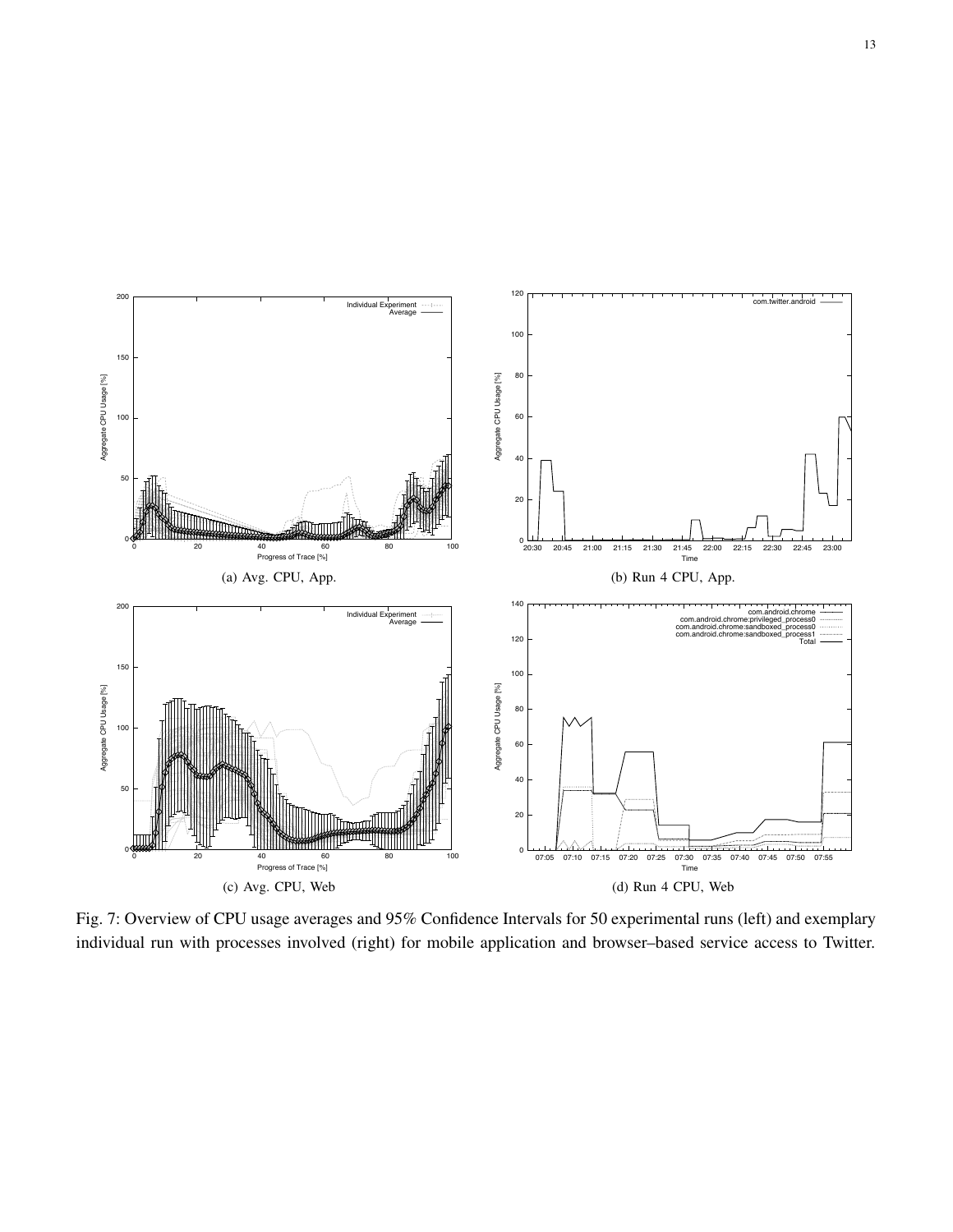200

150

100

50

0

0 20 40 60 80 100

Individual Experiment
Average

Aggregate CPU Usage [%]

Progress of Trace [%]

(a) Avg. CPU, App.

120

100

80

60

40

20

0

20:30 20:45 21:00 21:15 21:30 21:45 22:00 22:15 22:30 22:45 23:00

com.twitter.android

Aggregate CPU Usage [%]

Time

(b) Run 4 CPU, App.

200

150

100

50

0

0 20 40 60 80 100

Individual Experiment
Average

Aggregate CPU Usage [%]

Progress of Trace [%]

(c) Avg. CPU, Web

140

120

100

80

60

40

20

0

07:05 07:10 07:15 07:20 07:25 07:30 07:35 07:40 07:45 07:50 07:55

com.android.chrome
com.android.chrome:privileged_process0
com.android.chrome:sandboxed_process0
com.android.chrome:sandboxed_process1
Total

Aggregate CPU Usage [%]

Time

(d) Run 4 CPU, Web

Fig. 7: Overview of CPU usage averages and 95% Confidence Intervals for 50 experimental runs (left) and exemplary individual run with processes involved (right) for mobile application and browser–based service access to Twitter.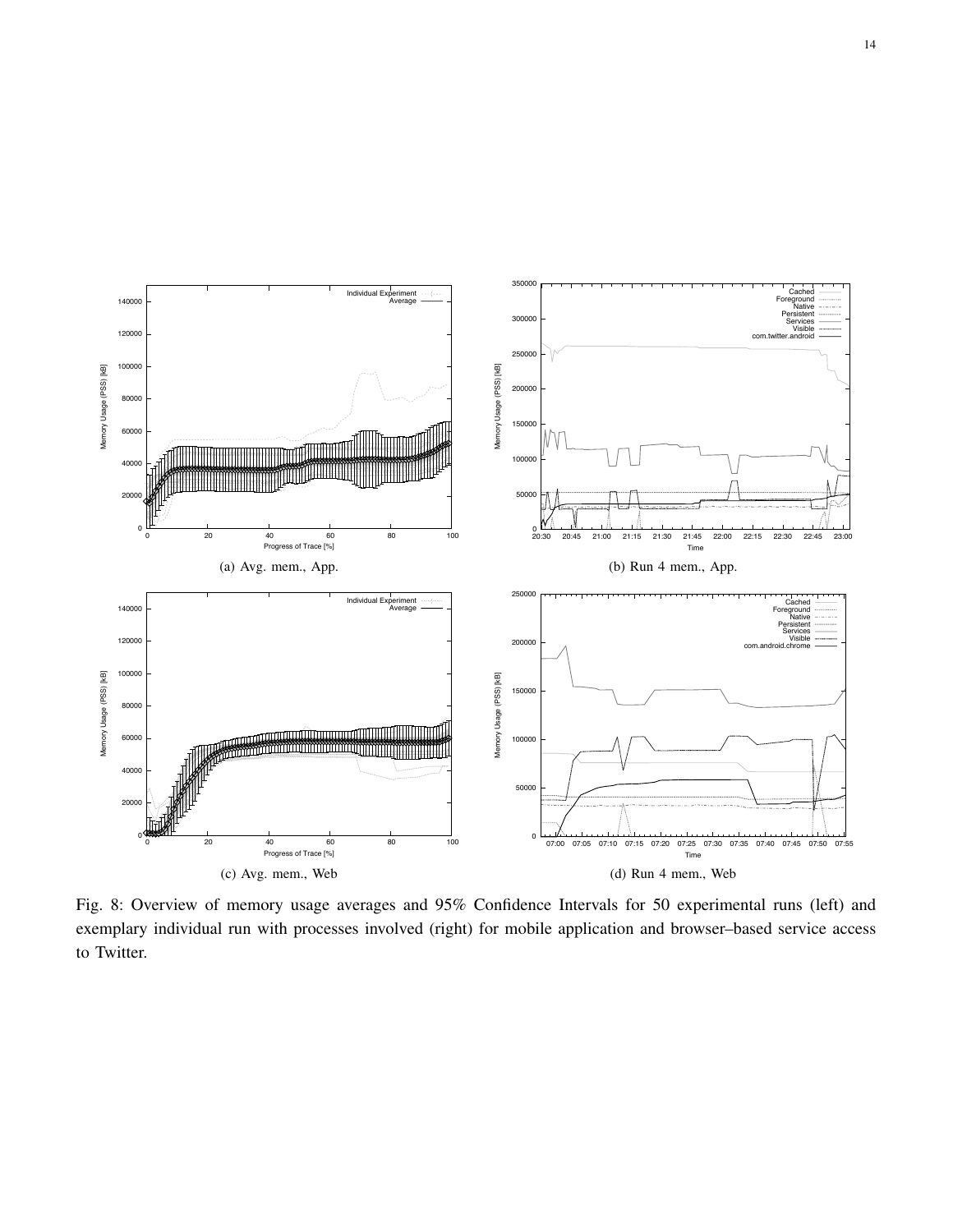Individual Experiment
Average

140000
120000
100000
80000
60000
40000
20000
0

Memory Usage (PSS) [kB]

0 20 40 60 80 100

Progress of Trace [%]

(a) Avg. mem., App.

Cached
Foreground
Native
Persistent
Services
Visible
com.twitter.android

350000
300000
250000
200000
150000
100000
50000
0

Memory Usage (PSS) [kB]

20:30 20:45 21:00 21:15 21:30 21:45 22:00 22:15 22:30 22:45 23:00

Time

(b) Run 4 mem., App.

Individual Experiment
Average

140000
120000
100000
80000
60000
40000
20000
0

Memory Usage (PSS) [kB]

0 20 40 60 80 100

Progress of Trace [%]

(c) Avg. mem., Web

Cached
Foreground
Native
Persistent
Services
Visible
com.android.chrome

250000
200000
150000
100000
50000
0

Memory Usage (PSS) [kB]

07:00 07:05 07:10 07:15 07:20 07:25 07:30 07:35 07:40 07:45 07:50 07:55

Time

(d) Run 4 mem., Web

Fig. 8: Overview of memory usage averages and 95% Confidence Intervals for 50 experimental runs (left) and exemplary individual run with processes involved (right) for mobile application and browser–based service access to Twitter.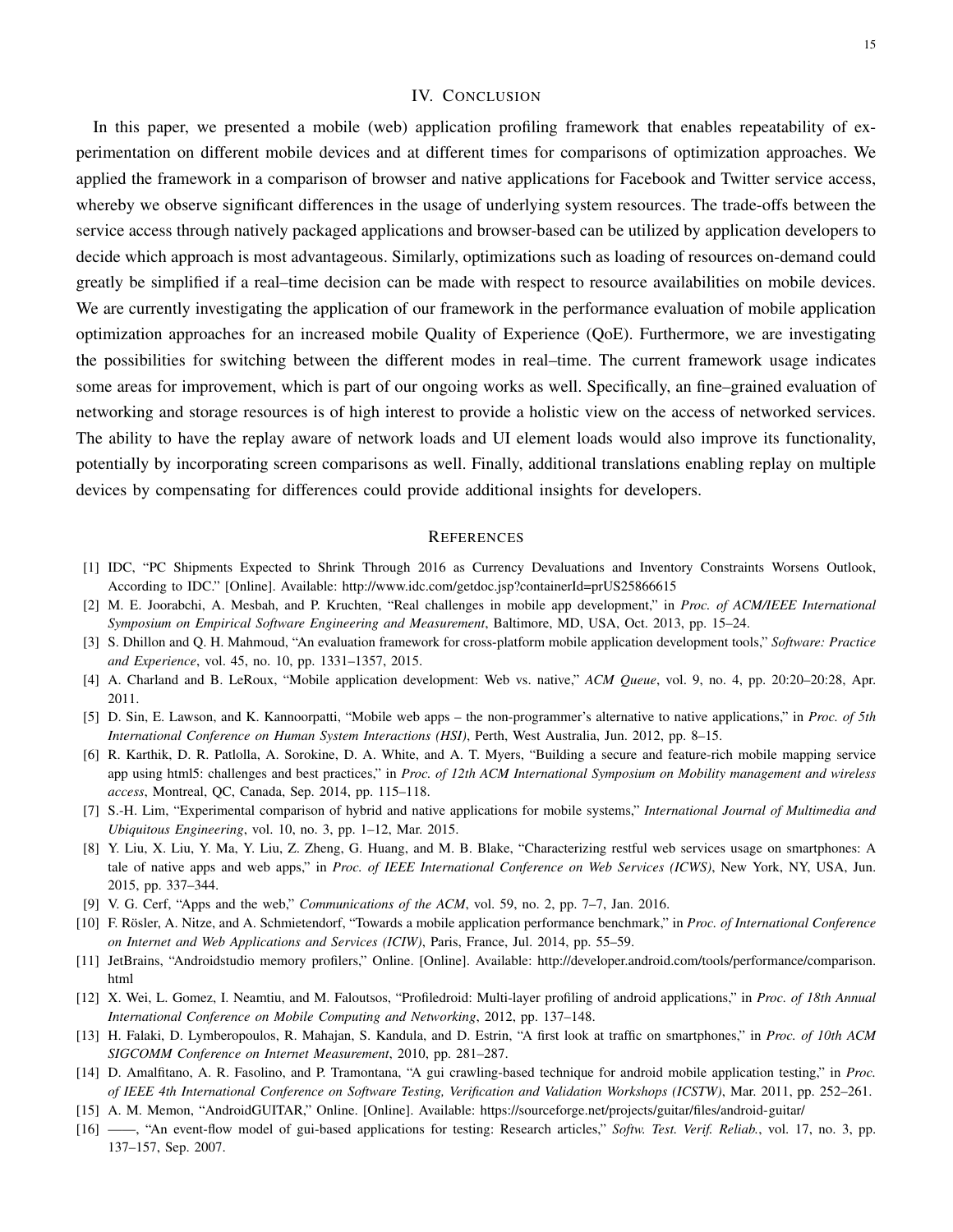## IV. Conclusion

In this paper, we presented a mobile (web) application profiling framework that enables repeatability of experimentation on different mobile devices and at different times for comparisons of optimization approaches. We applied the framework in a comparison of browser and native applications for Facebook and Twitter service access, whereby we observe significant differences in the usage of underlying system resources. The trade-offs between the service access through natively packaged applications and browser-based can be utilized by application developers to decide which approach is most advantageous. Similarly, optimizations such as loading of resources on-demand could greatly be simplified if a real–time decision can be made with respect to resource availabilities on mobile devices. We are currently investigating the application of our framework in the performance evaluation of mobile application optimization approaches for an increased mobile Quality of Experience (QoE). Furthermore, we are investigating the possibilities for switching between the different modes in real–time. The current framework usage indicates some areas for improvement, which is part of our ongoing works as well. Specifically, an fine–grained evaluation of networking and storage resources is of high interest to provide a holistic view on the access of networked services. The ability to have the replay aware of network loads and UI element loads would also improve its functionality, potentially by incorporating screen comparisons as well. Finally, additional translations enabling replay on multiple devices by compensating for differences could provide additional insights for developers.

## References

[1] IDC, "PC Shipments Expected to Shrink Through 2016 as Currency Devaluations and Inventory Constraints Worsens Outlook, According to IDC." [Online]. Available: http://www.idc.com/getdoc.jsp?containerId=prUS25866615

[2] M. E. Joorabchi, A. Mesbah, and P. Kruchten, "Real challenges in mobile app development," in *Proc. of ACM/IEEE International Symposium on Empirical Software Engineering and Measurement*, Baltimore, MD, USA, Oct. 2013, pp. 15–24.

[3] S. Dhillon and Q. H. Mahmoud, "An evaluation framework for cross-platform mobile application development tools," *Software: Practice and Experience*, vol. 45, no. 10, pp. 1331–1357, 2015.

[4] A. Charland and B. LeRoux, "Mobile application development: Web vs. native," *ACM Queue*, vol. 9, no. 4, pp. 20:20–20:28, Apr. 2011.

[5] D. Sin, E. Lawson, and K. Kannoorpatti, "Mobile web apps – the non-programmer's alternative to native applications," in *Proc. of 5th International Conference on Human System Interactions (HSI)*, Perth, West Australia, Jun. 2012, pp. 8–15.

[6] R. Karthik, D. R. Patlolla, A. Sorokine, D. A. White, and A. T. Myers, "Building a secure and feature-rich mobile mapping service app using html5: challenges and best practices," in *Proc. of 12th ACM International Symposium on Mobility management and wireless access*, Montreal, QC, Canada, Sep. 2014, pp. 115–118.

[7] S.-H. Lim, "Experimental comparison of hybrid and native applications for mobile systems," *International Journal of Multimedia and Ubiquitous Engineering*, vol. 10, no. 3, pp. 1–12, Mar. 2015.

[8] Y. Liu, X. Liu, Y. Ma, Y. Liu, Z. Zheng, G. Huang, and M. B. Blake, "Characterizing restful web services usage on smartphones: A tale of native apps and web apps," in *Proc. of IEEE International Conference on Web Services (ICWS)*, New York, NY, USA, Jun. 2015, pp. 337–344.

[9] V. G. Cerf, "Apps and the web," *Communications of the ACM*, vol. 59, no. 2, pp. 7–7, Jan. 2016.

[10] F. Rösler, A. Nitze, and A. Schmietendorf, "Towards a mobile application performance benchmark," in *Proc. of International Conference on Internet and Web Applications and Services (ICIW)*, Paris, France, Jul. 2014, pp. 55–59.

[11] JetBrains, "Androidstudio memory profilers," Online. [Online]. Available: http://developer.android.com/tools/performance/comparison.html

[12] X. Wei, L. Gomez, I. Neamtiu, and M. Faloutsos, "Profiledroid: Multi-layer profiling of android applications," in *Proc. of 18th Annual International Conference on Mobile Computing and Networking*, 2012, pp. 137–148.

[13] H. Falaki, D. Lymberopoulos, R. Mahajan, S. Kandula, and D. Estrin, "A first look at traffic on smartphones," in *Proc. of 10th ACM SIGCOMM Conference on Internet Measurement*, 2010, pp. 281–287.

[14] D. Amalfitano, A. R. Fasolino, and P. Tramontana, "A gui crawling-based technique for android mobile application testing," in *Proc. of IEEE 4th International Conference on Software Testing, Verification and Validation Workshops (ICSTW)*, Mar. 2011, pp. 252–261.

[15] A. M. Memon, "AndroidGUITAR," Online. [Online]. Available: https://sourceforge.net/projects/guitar/files/android-guitar/

[16] ——, "An event-flow model of gui-based applications for testing: Research articles," *Softw. Test. Verif. Reliab.*, vol. 17, no. 3, pp. 137–157, Sep. 2007.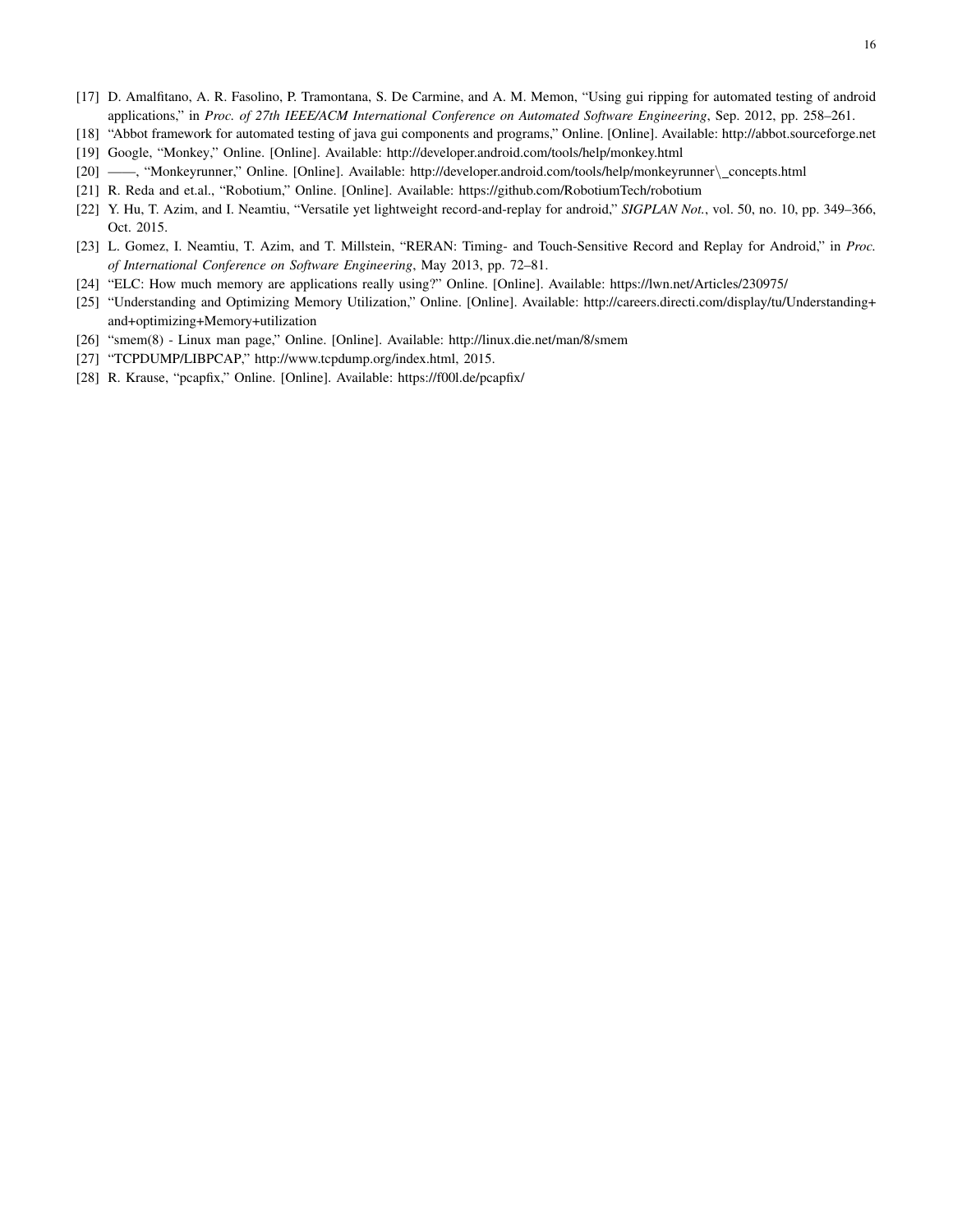[17] D. Amalfitano, A. R. Fasolino, P. Tramontana, S. De Carmine, and A. M. Memon, “Using gui ripping for automated testing of android applications,” in *Proc. of 27th IEEE/ACM International Conference on Automated Software Engineering*, Sep. 2012, pp. 258–261.

[18] “Abbot framework for automated testing of java gui components and programs,” Online. [Online]. Available: http://abbot.sourceforge.net

[19] Google, “Monkey,” Online. [Online]. Available: http://developer.android.com/tools/help/monkey.html

[20] ——, “Monkeyrunner,” Online. [Online]. Available: http://developer.android.com/tools/help/monkeyrunner\_concepts.html

[21] R. Reda and et.al., “Robotium,” Online. [Online]. Available: https://github.com/RobotiumTech/robotium

[22] Y. Hu, T. Azim, and I. Neamtiu, “Versatile yet lightweight record-and-replay for android,” *SIGPLAN Not.*, vol. 50, no. 10, pp. 349–366, Oct. 2015.

[23] L. Gomez, I. Neamtiu, T. Azim, and T. Millstein, “RERAN: Timing- and Touch-Sensitive Record and Replay for Android,” in *Proc. of International Conference on Software Engineering*, May 2013, pp. 72–81.

[24] “ELC: How much memory are applications really using?” Online. [Online]. Available: https://lwn.net/Articles/230975/

[25] “Understanding and Optimizing Memory Utilization,” Online. [Online]. Available: http://careers.directi.com/display/tu/Understanding+and+optimizing+Memory+utilization

[26] “smem(8) - Linux man page,” Online. [Online]. Available: http://linux.die.net/man/8/smem

[27] “TCPDUMP/LIBPCAP,” http://www.tcpdump.org/index.html, 2015.

[28] R. Krause, “pcapfix,” Online. [Online]. Available: https://f00l.de/pcapfix/